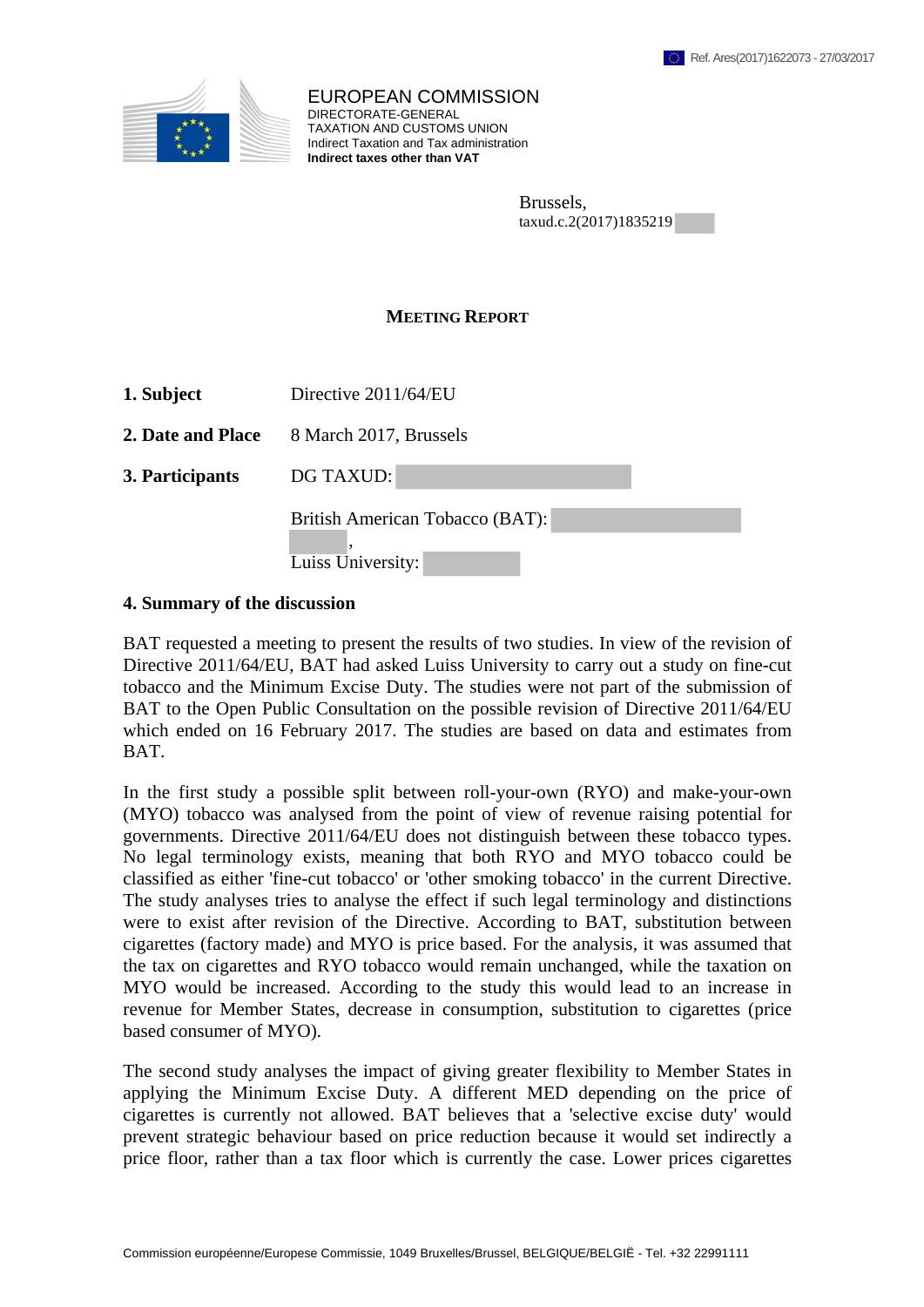Ref. Ares(2017)1622073 - 27/03/2017

EUROPEAN COMMISSION
DIRECTORATE-GENERAL
TAXATION AND CUSTOMS UNION
Indirect Taxation and Tax administration
**Indirect taxes other than VAT**

Brussels,
taxud.c.2(2017)1835219

**MEETING REPORT**

| | |
|---|---|
| **1. Subject** | Directive 2011/64/EU |
| **2. Date and Place** | 8 March 2017, Brussels |
| **3. Participants** | DG TAXUD: |
| | British American Tobacco (BAT): , |
| | Luiss University: |

**4. Summary of the discussion**

BAT requested a meeting to present the results of two studies. In view of the revision of Directive 2011/64/EU, BAT had asked Luiss University to carry out a study on fine-cut tobacco and the Minimum Excise Duty. The studies were not part of the submission of BAT to the Open Public Consultation on the possible revision of Directive 2011/64/EU which ended on 16 February 2017. The studies are based on data and estimates from BAT.

In the first study a possible split between roll-your-own (RYO) and make-your-own (MYO) tobacco was analysed from the point of view of revenue raising potential for governments. Directive 2011/64/EU does not distinguish between these tobacco types. No legal terminology exists, meaning that both RYO and MYO tobacco could be classified as either 'fine-cut tobacco' or 'other smoking tobacco' in the current Directive. The study analyses tries to analyse the effect if such legal terminology and distinctions were to exist after revision of the Directive. According to BAT, substitution between cigarettes (factory made) and MYO is price based. For the analysis, it was assumed that the tax on cigarettes and RYO tobacco would remain unchanged, while the taxation on MYO would be increased. According to the study this would lead to an increase in revenue for Member States, decrease in consumption, substitution to cigarettes (price based consumer of MYO).

The second study analyses the impact of giving greater flexibility to Member States in applying the Minimum Excise Duty. A different MED depending on the price of cigarettes is currently not allowed. BAT believes that a 'selective excise duty' would prevent strategic behaviour based on price reduction because it would set indirectly a price floor, rather than a tax floor which is currently the case. Lower prices cigarettes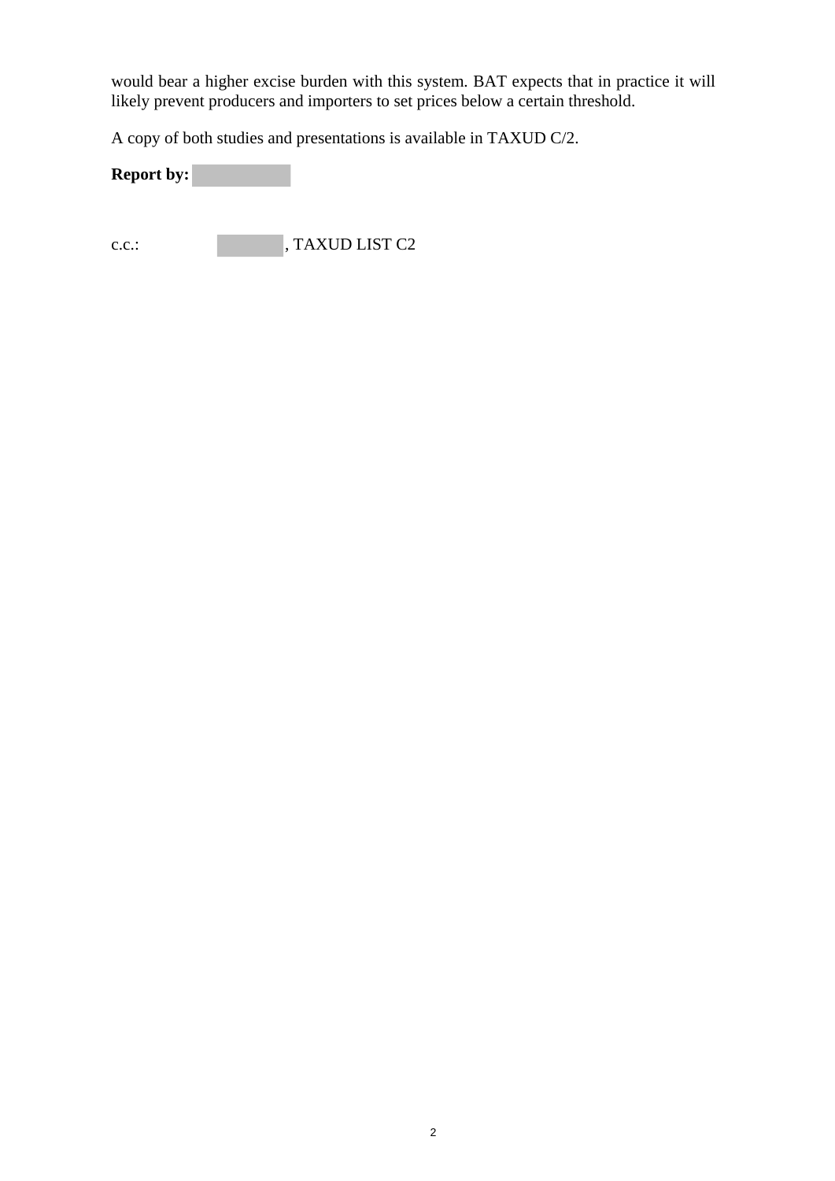would bear a higher excise burden with this system. BAT expects that in practice it will likely prevent producers and importers to set prices below a certain threshold.

A copy of both studies and presentations is available in TAXUD C/2.

**Report by:**

c.c.: , TAXUD LIST C2